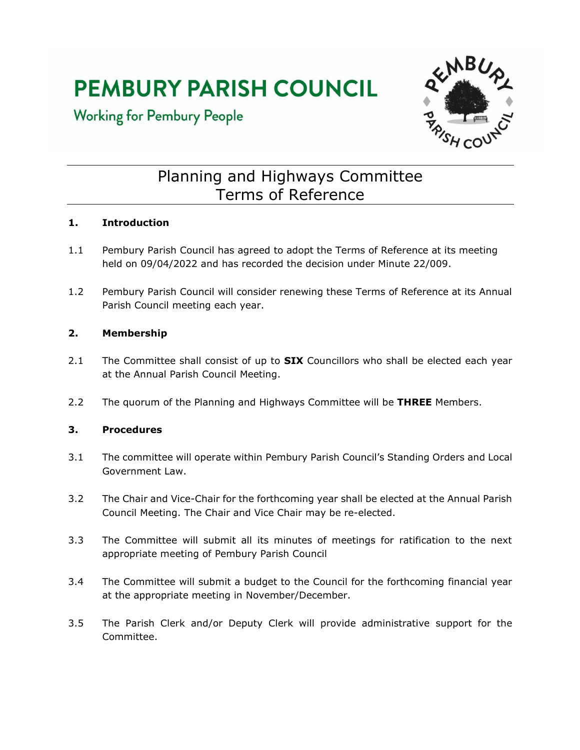# PEMBURY PARISH COUNCIL

Working for Pembury People

## Planning and Highways Committee
## Terms of Reference

### 1. Introduction

1.1 Pembury Parish Council has agreed to adopt the Terms of Reference at its meeting held on 09/04/2022 and has recorded the decision under Minute 22/009.

1.2 Pembury Parish Council will consider renewing these Terms of Reference at its Annual Parish Council meeting each year.

### 2. Membership

2.1 The Committee shall consist of up to **SIX** Councillors who shall be elected each year at the Annual Parish Council Meeting.

2.2 The quorum of the Planning and Highways Committee will be **THREE** Members.

### 3. Procedures

3.1 The committee will operate within Pembury Parish Council's Standing Orders and Local Government Law.

3.2 The Chair and Vice-Chair for the forthcoming year shall be elected at the Annual Parish Council Meeting. The Chair and Vice Chair may be re-elected.

3.3 The Committee will submit all its minutes of meetings for ratification to the next appropriate meeting of Pembury Parish Council

3.4 The Committee will submit a budget to the Council for the forthcoming financial year at the appropriate meeting in November/December.

3.5 The Parish Clerk and/or Deputy Clerk will provide administrative support for the Committee.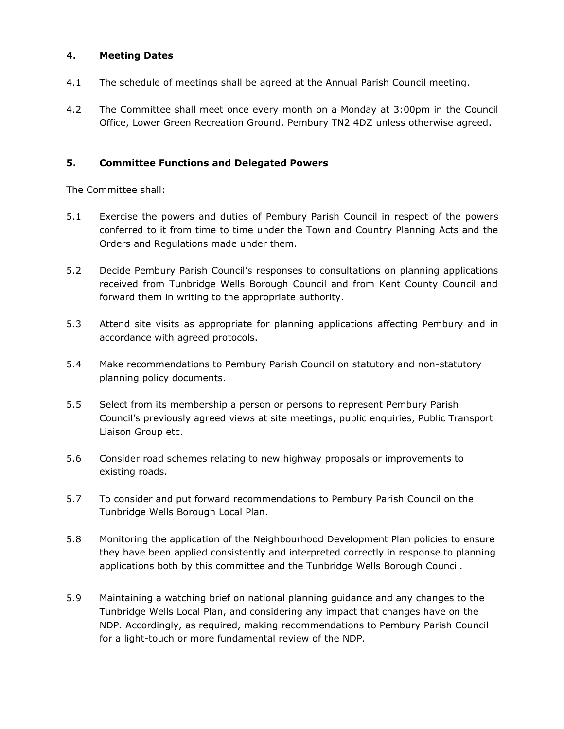## 4. Meeting Dates

4.1 The schedule of meetings shall be agreed at the Annual Parish Council meeting.

4.2 The Committee shall meet once every month on a Monday at 3:00pm in the Council Office, Lower Green Recreation Ground, Pembury TN2 4DZ unless otherwise agreed.

## 5. Committee Functions and Delegated Powers

The Committee shall:

5.1 Exercise the powers and duties of Pembury Parish Council in respect of the powers conferred to it from time to time under the Town and Country Planning Acts and the Orders and Regulations made under them.

5.2 Decide Pembury Parish Council's responses to consultations on planning applications received from Tunbridge Wells Borough Council and from Kent County Council and forward them in writing to the appropriate authority.

5.3 Attend site visits as appropriate for planning applications affecting Pembury and in accordance with agreed protocols.

5.4 Make recommendations to Pembury Parish Council on statutory and non-statutory planning policy documents.

5.5 Select from its membership a person or persons to represent Pembury Parish Council's previously agreed views at site meetings, public enquiries, Public Transport Liaison Group etc.

5.6 Consider road schemes relating to new highway proposals or improvements to existing roads.

5.7 To consider and put forward recommendations to Pembury Parish Council on the Tunbridge Wells Borough Local Plan.

5.8 Monitoring the application of the Neighbourhood Development Plan policies to ensure they have been applied consistently and interpreted correctly in response to planning applications both by this committee and the Tunbridge Wells Borough Council.

5.9 Maintaining a watching brief on national planning guidance and any changes to the Tunbridge Wells Local Plan, and considering any impact that changes have on the NDP. Accordingly, as required, making recommendations to Pembury Parish Council for a light-touch or more fundamental review of the NDP.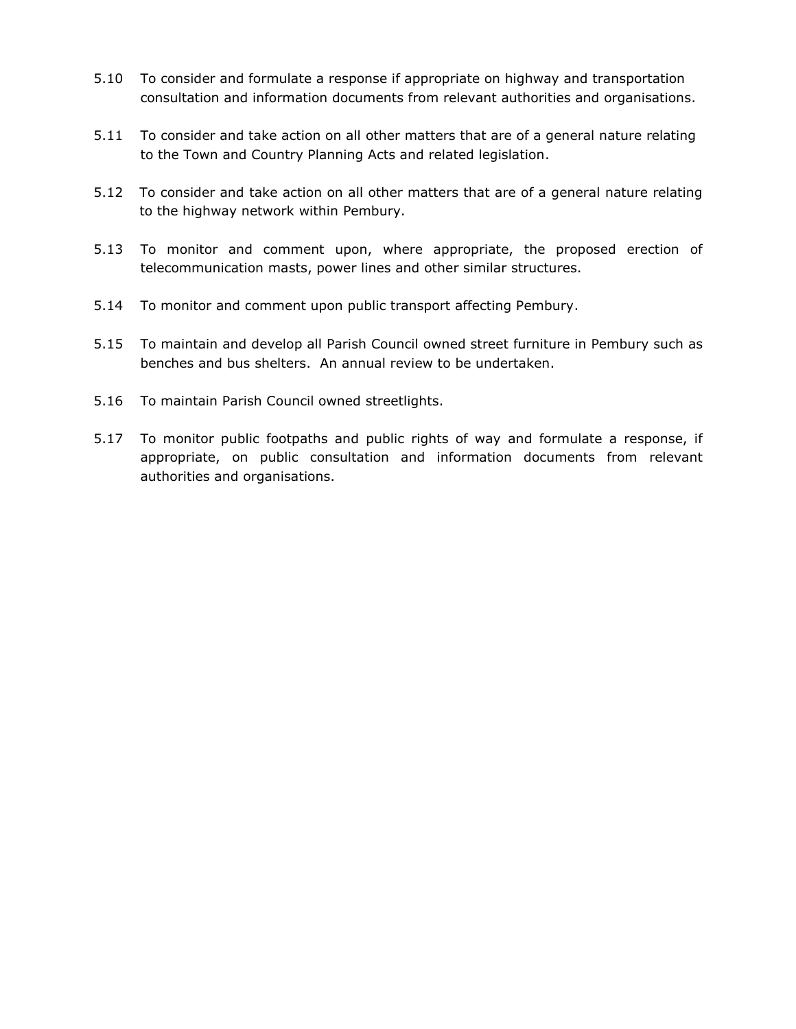5.10 To consider and formulate a response if appropriate on highway and transportation consultation and information documents from relevant authorities and organisations.

5.11 To consider and take action on all other matters that are of a general nature relating to the Town and Country Planning Acts and related legislation.

5.12 To consider and take action on all other matters that are of a general nature relating to the highway network within Pembury.

5.13 To monitor and comment upon, where appropriate, the proposed erection of telecommunication masts, power lines and other similar structures.

5.14 To monitor and comment upon public transport affecting Pembury.

5.15 To maintain and develop all Parish Council owned street furniture in Pembury such as benches and bus shelters. An annual review to be undertaken.

5.16 To maintain Parish Council owned streetlights.

5.17 To monitor public footpaths and public rights of way and formulate a response, if appropriate, on public consultation and information documents from relevant authorities and organisations.